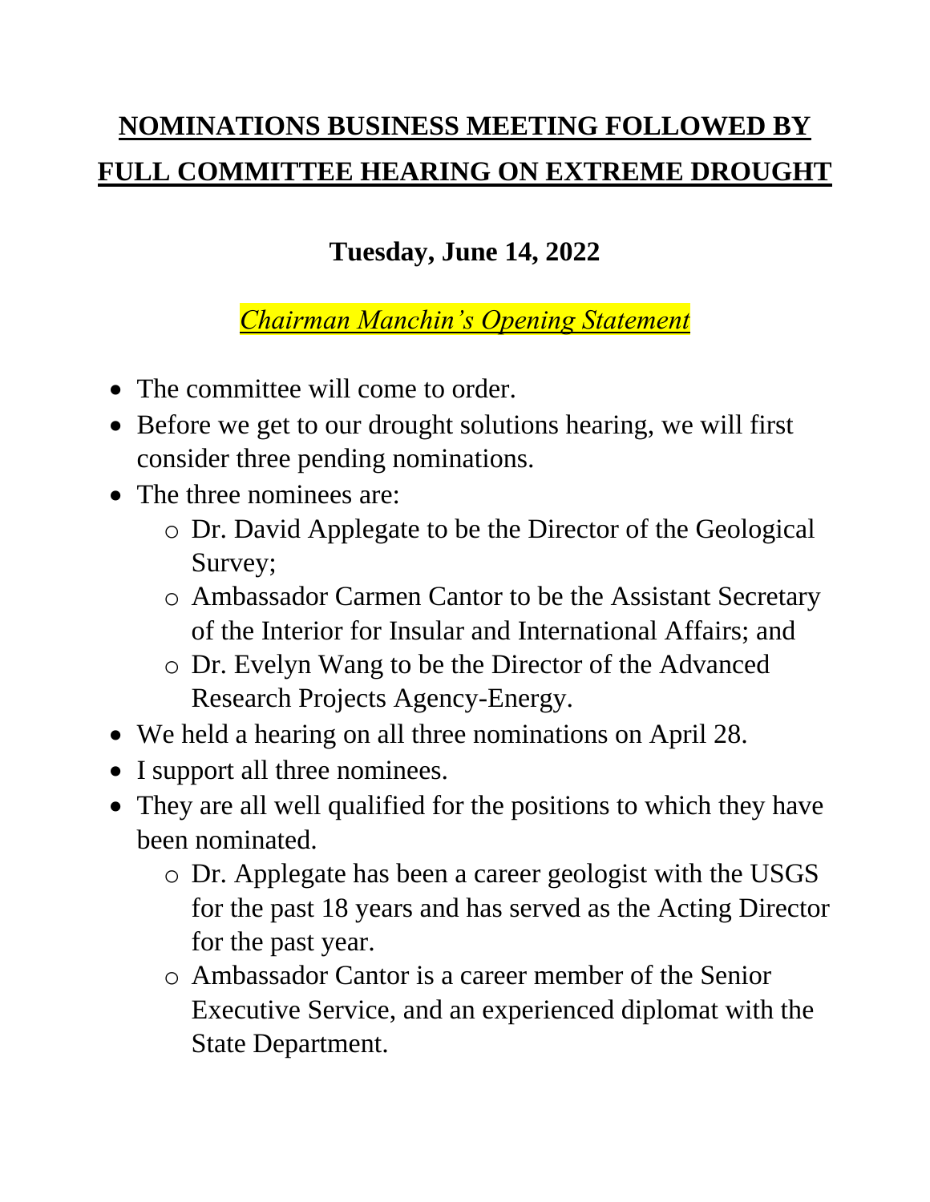# NOMINATIONS BUSINESS MEETING FOLLOWED BY FULL COMMITTEE HEARING ON EXTREME DROUGHT

## Tuesday, June 14, 2022

*Chairman Manchin's Opening Statement*

- The committee will come to order.
- Before we get to our drought solutions hearing, we will first consider three pending nominations.
- The three nominees are:
  - Dr. David Applegate to be the Director of the Geological Survey;
  - Ambassador Carmen Cantor to be the Assistant Secretary of the Interior for Insular and International Affairs; and
  - Dr. Evelyn Wang to be the Director of the Advanced Research Projects Agency-Energy.
- We held a hearing on all three nominations on April 28.
- I support all three nominees.
- They are all well qualified for the positions to which they have been nominated.
  - Dr. Applegate has been a career geologist with the USGS for the past 18 years and has served as the Acting Director for the past year.
  - Ambassador Cantor is a career member of the Senior Executive Service, and an experienced diplomat with the State Department.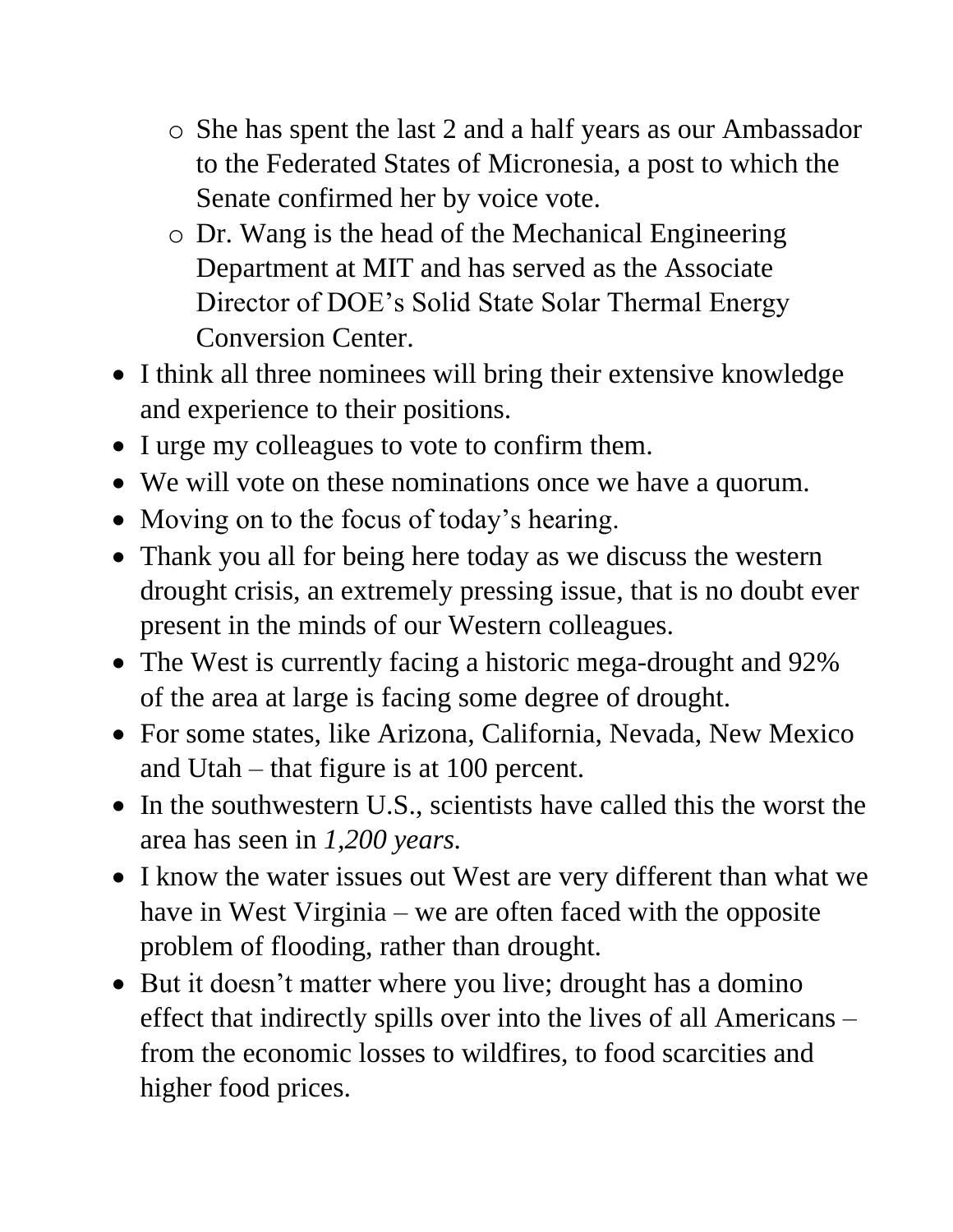- She has spent the last 2 and a half years as our Ambassador to the Federated States of Micronesia, a post to which the Senate confirmed her by voice vote.
  - Dr. Wang is the head of the Mechanical Engineering Department at MIT and has served as the Associate Director of DOE's Solid State Solar Thermal Energy Conversion Center.
- I think all three nominees will bring their extensive knowledge and experience to their positions.
- I urge my colleagues to vote to confirm them.
- We will vote on these nominations once we have a quorum.
- Moving on to the focus of today's hearing.
- Thank you all for being here today as we discuss the western drought crisis, an extremely pressing issue, that is no doubt ever present in the minds of our Western colleagues.
- The West is currently facing a historic mega-drought and 92% of the area at large is facing some degree of drought.
- For some states, like Arizona, California, Nevada, New Mexico and Utah – that figure is at 100 percent.
- In the southwestern U.S., scientists have called this the worst the area has seen in *1,200 years.*
- I know the water issues out West are very different than what we have in West Virginia – we are often faced with the opposite problem of flooding, rather than drought.
- But it doesn't matter where you live; drought has a domino effect that indirectly spills over into the lives of all Americans – from the economic losses to wildfires, to food scarcities and higher food prices.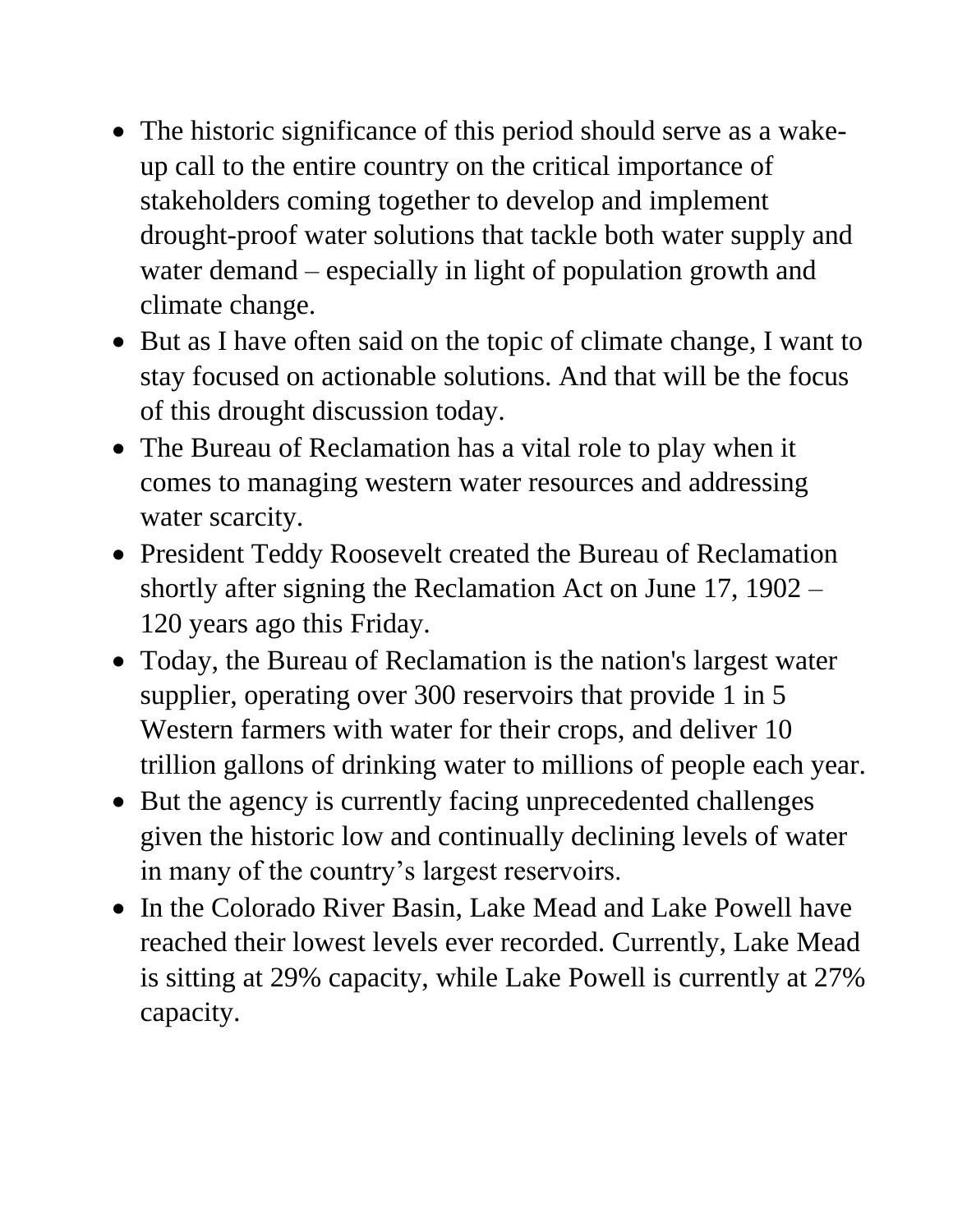- The historic significance of this period should serve as a wake-up call to the entire country on the critical importance of stakeholders coming together to develop and implement drought-proof water solutions that tackle both water supply and water demand – especially in light of population growth and climate change.
- But as I have often said on the topic of climate change, I want to stay focused on actionable solutions. And that will be the focus of this drought discussion today.
- The Bureau of Reclamation has a vital role to play when it comes to managing western water resources and addressing water scarcity.
- President Teddy Roosevelt created the Bureau of Reclamation shortly after signing the Reclamation Act on June 17, 1902 – 120 years ago this Friday.
- Today, the Bureau of Reclamation is the nation's largest water supplier, operating over 300 reservoirs that provide 1 in 5 Western farmers with water for their crops, and deliver 10 trillion gallons of drinking water to millions of people each year.
- But the agency is currently facing unprecedented challenges given the historic low and continually declining levels of water in many of the country's largest reservoirs.
- In the Colorado River Basin, Lake Mead and Lake Powell have reached their lowest levels ever recorded. Currently, Lake Mead is sitting at 29% capacity, while Lake Powell is currently at 27% capacity.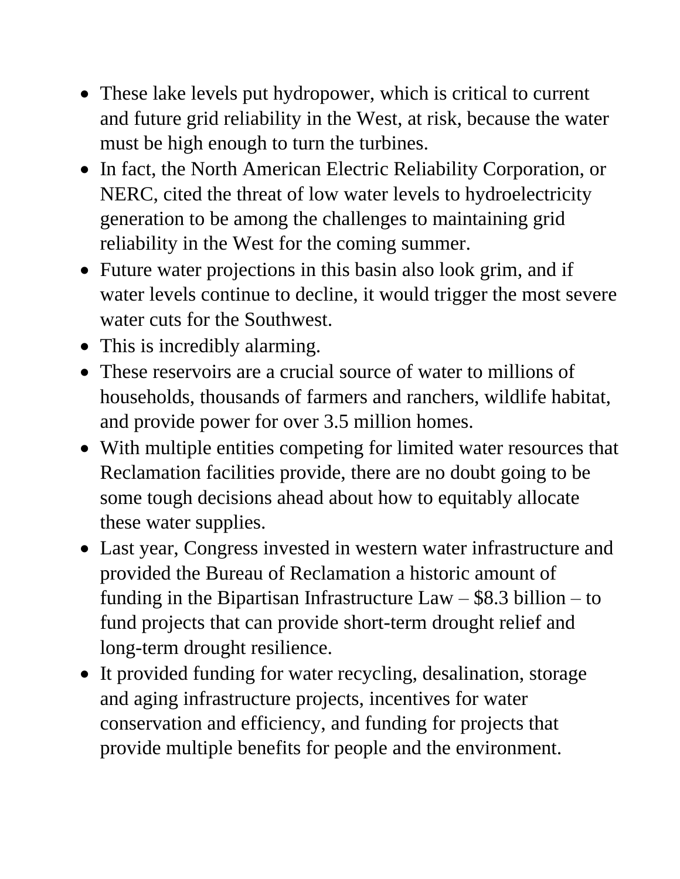- These lake levels put hydropower, which is critical to current and future grid reliability in the West, at risk, because the water must be high enough to turn the turbines.
- In fact, the North American Electric Reliability Corporation, or NERC, cited the threat of low water levels to hydroelectricity generation to be among the challenges to maintaining grid reliability in the West for the coming summer.
- Future water projections in this basin also look grim, and if water levels continue to decline, it would trigger the most severe water cuts for the Southwest.
- This is incredibly alarming.
- These reservoirs are a crucial source of water to millions of households, thousands of farmers and ranchers, wildlife habitat, and provide power for over 3.5 million homes.
- With multiple entities competing for limited water resources that Reclamation facilities provide, there are no doubt going to be some tough decisions ahead about how to equitably allocate these water supplies.
- Last year, Congress invested in western water infrastructure and provided the Bureau of Reclamation a historic amount of funding in the Bipartisan Infrastructure Law – $8.3 billion – to fund projects that can provide short-term drought relief and long-term drought resilience.
- It provided funding for water recycling, desalination, storage and aging infrastructure projects, incentives for water conservation and efficiency, and funding for projects that provide multiple benefits for people and the environment.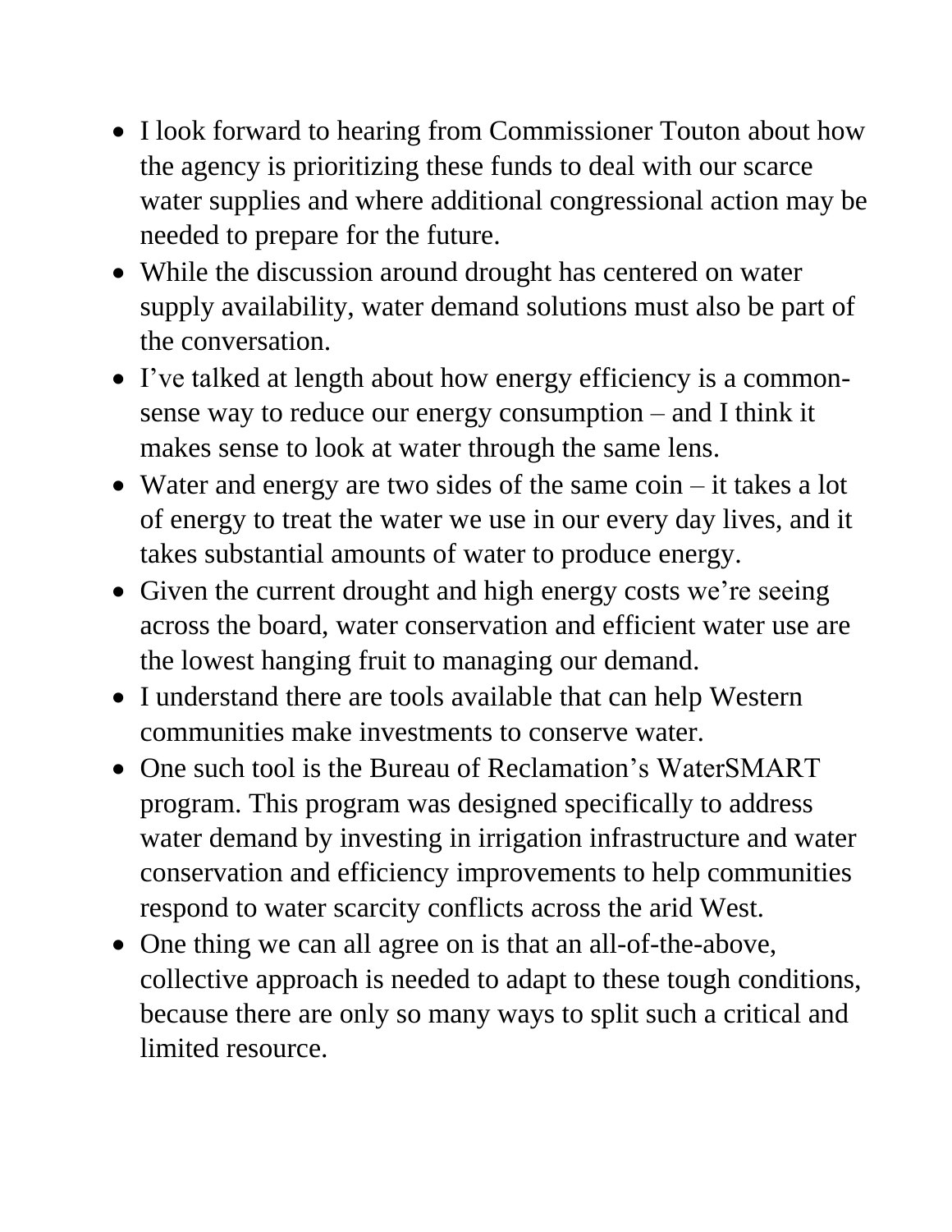- I look forward to hearing from Commissioner Touton about how the agency is prioritizing these funds to deal with our scarce water supplies and where additional congressional action may be needed to prepare for the future.
- While the discussion around drought has centered on water supply availability, water demand solutions must also be part of the conversation.
- I've talked at length about how energy efficiency is a common-sense way to reduce our energy consumption – and I think it makes sense to look at water through the same lens.
- Water and energy are two sides of the same coin – it takes a lot of energy to treat the water we use in our every day lives, and it takes substantial amounts of water to produce energy.
- Given the current drought and high energy costs we're seeing across the board, water conservation and efficient water use are the lowest hanging fruit to managing our demand.
- I understand there are tools available that can help Western communities make investments to conserve water.
- One such tool is the Bureau of Reclamation's WaterSMART program. This program was designed specifically to address water demand by investing in irrigation infrastructure and water conservation and efficiency improvements to help communities respond to water scarcity conflicts across the arid West.
- One thing we can all agree on is that an all-of-the-above, collective approach is needed to adapt to these tough conditions, because there are only so many ways to split such a critical and limited resource.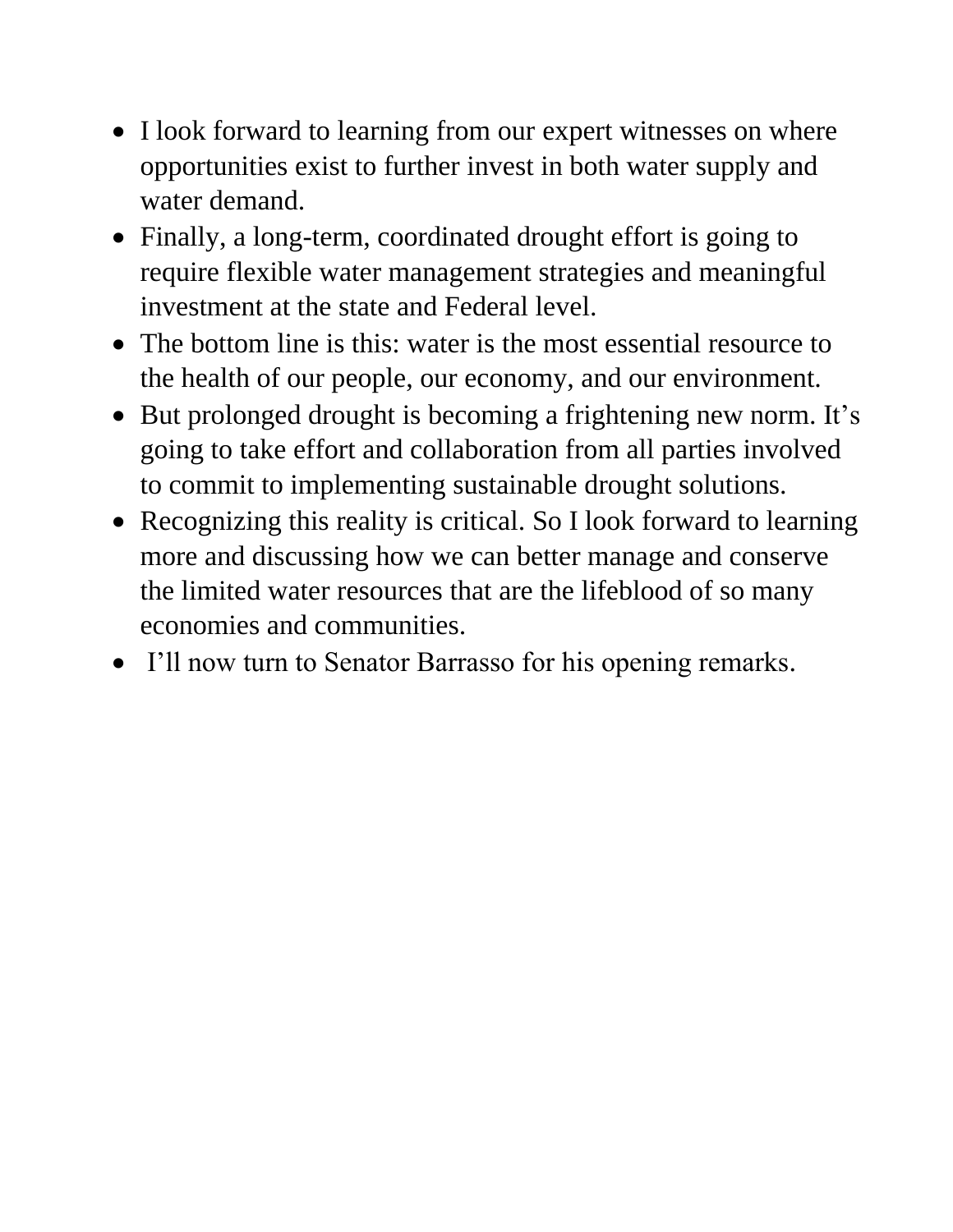- I look forward to learning from our expert witnesses on where opportunities exist to further invest in both water supply and water demand.
- Finally, a long-term, coordinated drought effort is going to require flexible water management strategies and meaningful investment at the state and Federal level.
- The bottom line is this: water is the most essential resource to the health of our people, our economy, and our environment.
- But prolonged drought is becoming a frightening new norm. It's going to take effort and collaboration from all parties involved to commit to implementing sustainable drought solutions.
- Recognizing this reality is critical. So I look forward to learning more and discussing how we can better manage and conserve the limited water resources that are the lifeblood of so many economies and communities.
- I'll now turn to Senator Barrasso for his opening remarks.